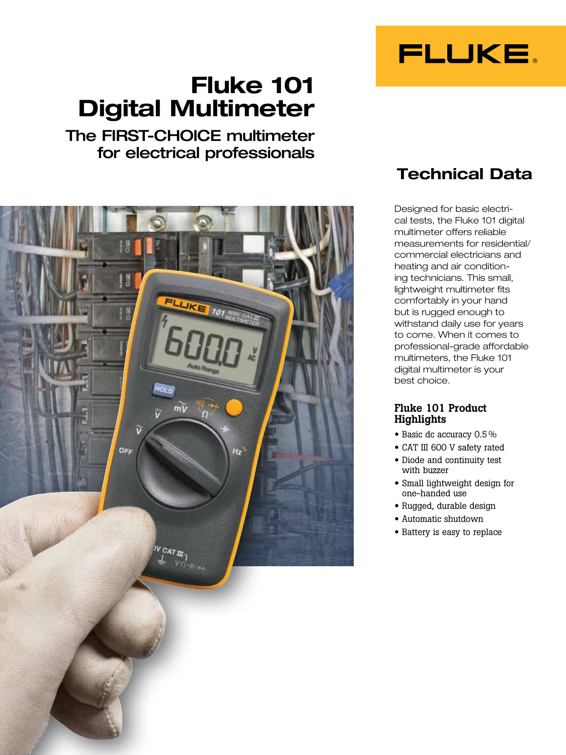FLUKE

# Fluke 101 Digital Multimeter

## The FIRST-CHOICE multimeter for electrical professionals

## Technical Data

Designed for basic electrical tests, the Fluke 101 digital multimeter offers reliable measurements for residential/commercial electricians and heating and air conditioning technicians. This small, lightweight multimeter fits comfortably in your hand but is rugged enough to withstand daily use for years to come. When it comes to professional-grade affordable multimeters, the Fluke 101 digital multimeter is your best choice.

### Fluke 101 Product Highlights

- Basic dc accuracy 0.5 %
- CAT III 600 V safety rated
- Diode and continuity test with buzzer
- Small lightweight design for one-handed use
- Rugged, durable design
- Automatic shutdown
- Battery is easy to replace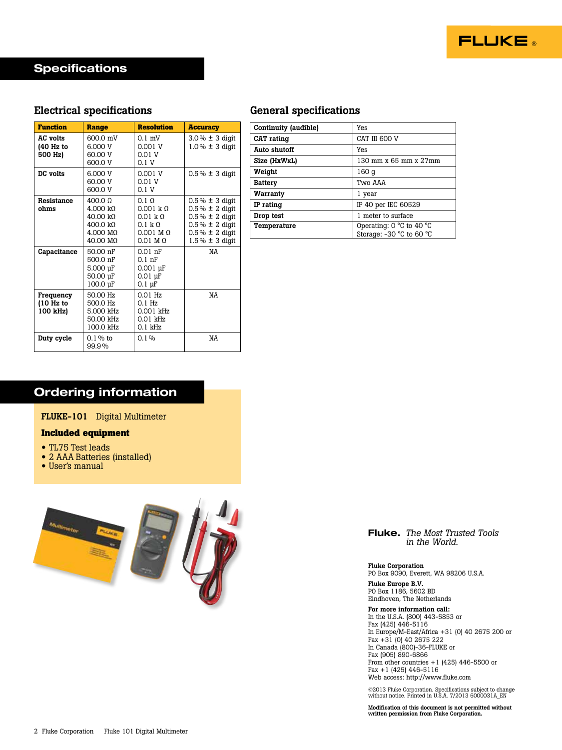# Specifications

## Electrical specifications

| Function | Range | Resolution | Accuracy |
|---|---|---|---|
| AC volts (40 Hz to 500 Hz) | 600.0 mV<br>6.000 V<br>60.00 V<br>600.0 V | 0.1 mV<br>0.001 V<br>0.01 V<br>0.1 V | 3.0 % ± 3 digit<br>1.0 % ± 3 digit |
| DC volts | 6.000 V<br>60.00 V<br>600.0 V | 0.001 V<br>0.01 V<br>0.1 V | 0.5 % ± 3 digit |
| Resistance ohms | 400.0 Ω<br>4.000 kΩ<br>40.00 kΩ<br>400.0 kΩ<br>4.000 MΩ<br>40.00 MΩ | 0.1 Ω<br>0.001 k Ω<br>0.01 k Ω<br>0.1 k Ω<br>0.001 M Ω<br>0.01 M Ω | 0.5 % ± 3 digit<br>0.5 % ± 2 digit<br>0.5 % ± 2 digit<br>0.5 % ± 2 digit<br>0.5 % ± 2 digit<br>1.5 % ± 3 digit |
| Capacitance | 50.00 nF<br>500.0 nF<br>5.000 µF<br>50.00 µF<br>100.0 µF | 0.01 nF<br>0.1 nF<br>0.001 µF<br>0.01 µF<br>0.1 µF | NA |
| Frequency (10 Hz to 100 kHz) | 50.00 Hz<br>500.0 Hz<br>5.000 kHz<br>50.00 kHz<br>100.0 kHz | 0.01 Hz<br>0.1 Hz<br>0.001 kHz<br>0.01 kHz<br>0.1 kHz | NA |
| Duty cycle | 0.1 % to 99.9 % | 0.1 % | NA |

## General specifications

| | |
|---|---|
| **Continuity (audible)** | Yes |
| **CAT rating** | CAT III 600 V |
| **Auto shutoff** | Yes |
| **Size (HxWxL)** | 130 mm x 65 mm x 27mm |
| **Weight** | 160 g |
| **Battery** | Two AAA |
| **Warranty** | 1 year |
| **IP rating** | IP 40 per IEC 60529 |
| **Drop test** | 1 meter to surface |
| **Temperature** | Operating: 0 °C to 40 °C<br>Storage: -30 °C to 60 °C |

# Ordering information

**FLUKE-101** Digital Multimeter

**Included equipment**

- TL75 Test leads
- 2 AAA Batteries (installed)
- User's manual

**Fluke.** *The Most Trusted Tools in the World.*

**Fluke Corporation**
PO Box 9090, Everett, WA 98206 U.S.A.

**Fluke Europe B.V.**
PO Box 1186, 5602 BD
Eindhoven, The Netherlands

**For more information call:**
In the U.S.A. (800) 443-5853 or
Fax (425) 446-5116
In Europe/M-East/Africa +31 (0) 40 2675 200 or
Fax +31 (0) 40 2675 222
In Canada (800)-36-FLUKE or
Fax (905) 890-6866
From other countries +1 (425) 446-5500 or
Fax +1 (425) 446-5116
Web access: http://www.fluke.com

©2013 Fluke Corporation. Specifications subject to change without notice. Printed in U.S.A. 7/2013 6000031A_EN

**Modification of this document is not permitted without written permission from Fluke Corporation.**